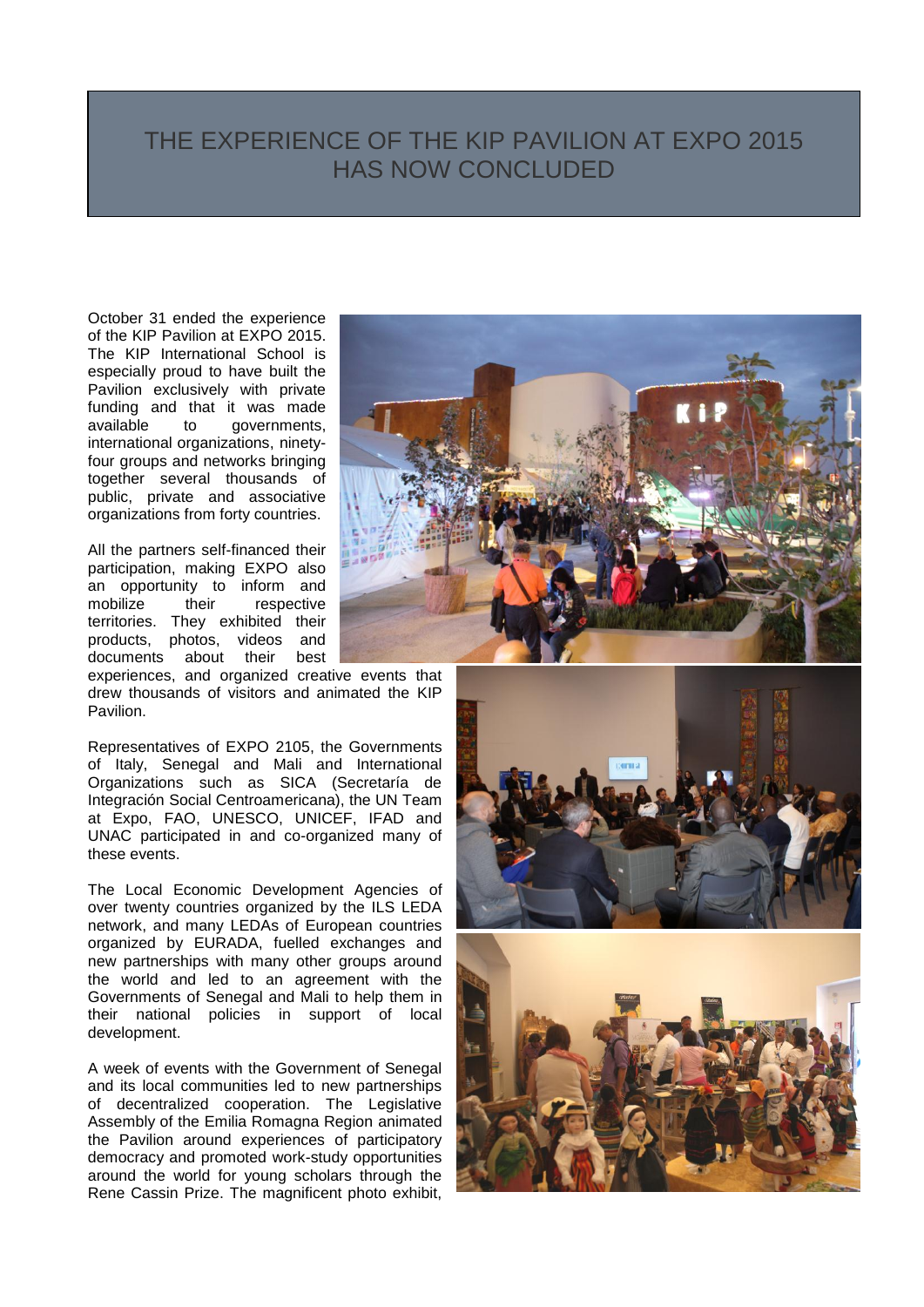# THE EXPERIENCE OF THE KIP PAVILION AT EXPO 2015 HAS NOW CONCLUDED

October 31 ended the experience of the KIP Pavilion at EXPO 2015. The KIP International School is especially proud to have built the Pavilion exclusively with private funding and that it was made available to governments, international organizations, ninety-four groups and networks bringing together several thousands of public, private and associative organizations from forty countries.

All the partners self-financed their participation, making EXPO also an opportunity to inform and mobilize their respective territories. They exhibited their products, photos, videos and documents about their best experiences, and organized creative events that drew thousands of visitors and animated the KIP Pavilion.

Representatives of EXPO 2105, the Governments of Italy, Senegal and Mali and International Organizations such as SICA (Secretaría de Integración Social Centroamericana), the UN Team at Expo, FAO, UNESCO, UNICEF, IFAD and UNAC participated in and co-organized many of these events.

The Local Economic Development Agencies of over twenty countries organized by the ILS LEDA network, and many LEDAs of European countries organized by EURADA, fuelled exchanges and new partnerships with many other groups around the world and led to an agreement with the Governments of Senegal and Mali to help them in their national policies in support of local development.

A week of events with the Government of Senegal and its local communities led to new partnerships of decentralized cooperation. The Legislative Assembly of the Emilia Romagna Region animated the Pavilion around experiences of participatory democracy and promoted work-study opportunities around the world for young scholars through the Rene Cassin Prize. The magnificent photo exhibit,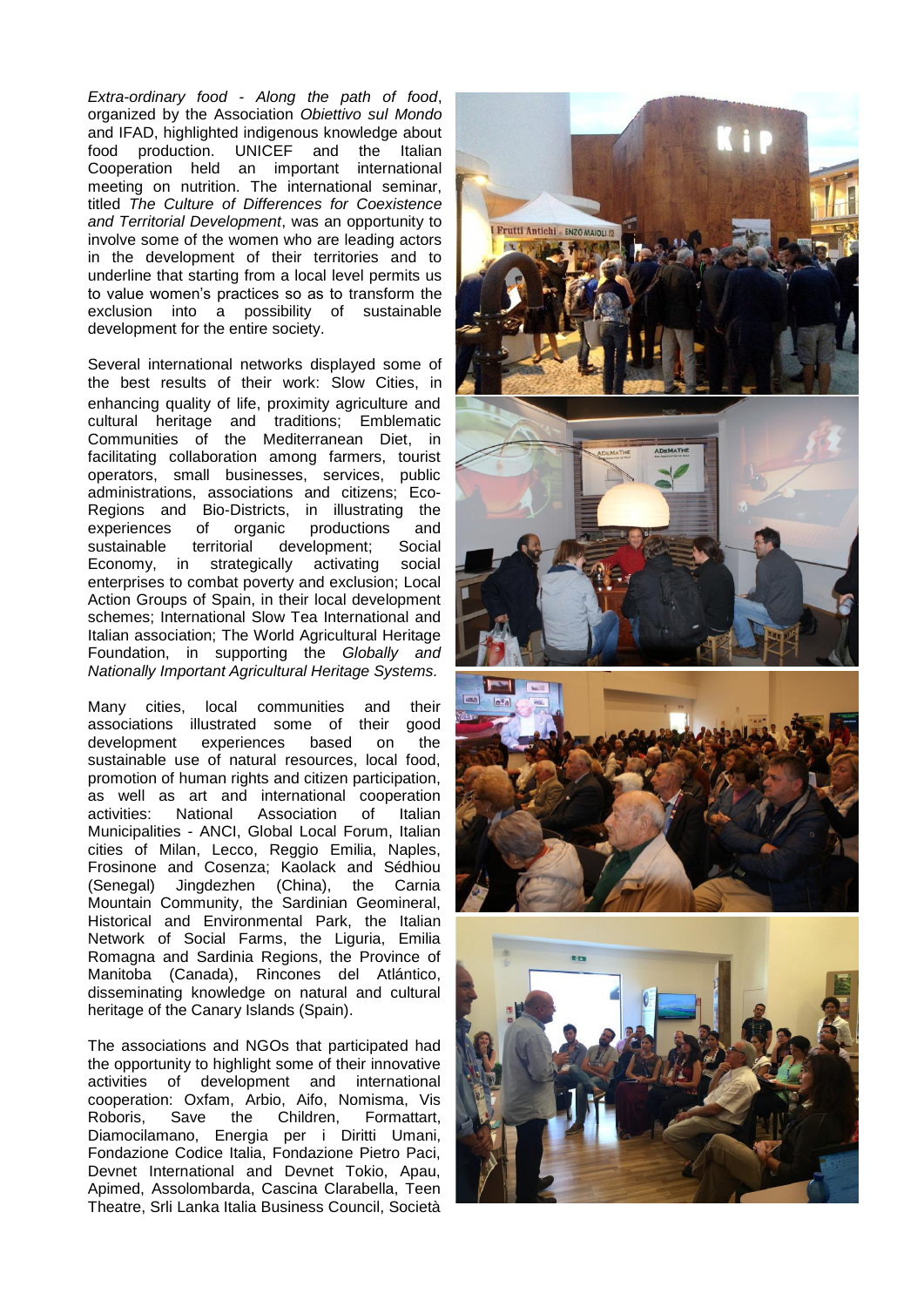*Extra-ordinary food - Along the path of food*, organized by the Association *Obiettivo sul Mondo* and IFAD, highlighted indigenous knowledge about food production. UNICEF and the Italian Cooperation held an important international meeting on nutrition. The international seminar, titled *The Culture of Differences for Coexistence and Territorial Development*, was an opportunity to involve some of the women who are leading actors in the development of their territories and to underline that starting from a local level permits us to value women's practices so as to transform the exclusion into a possibility of sustainable development for the entire society.

Several international networks displayed some of the best results of their work: Slow Cities, in enhancing quality of life, proximity agriculture and cultural heritage and traditions; Emblematic Communities of the Mediterranean Diet, in facilitating collaboration among farmers, tourist operators, small businesses, services, public administrations, associations and citizens; Eco-Regions and Bio-Districts, in illustrating the experiences of organic productions and sustainable territorial development; Social Economy, in strategically activating social enterprises to combat poverty and exclusion; Local Action Groups of Spain, in their local development schemes; International Slow Tea International and Italian association; The World Agricultural Heritage Foundation, in supporting the *Globally and Nationally Important Agricultural Heritage Systems.*

Many cities, local communities and their associations illustrated some of their good development experiences based on the sustainable use of natural resources, local food, promotion of human rights and citizen participation, as well as art and international cooperation activities: National Association of Italian Municipalities - ANCI, Global Local Forum, Italian cities of Milan, Lecco, Reggio Emilia, Naples, Frosinone and Cosenza; Kaolack and Sédhiou (Senegal) Jingdezhen (China), the Carnia Mountain Community, the Sardinian Geomineral, Historical and Environmental Park, the Italian Network of Social Farms, the Liguria, Emilia Romagna and Sardinia Regions, the Province of Manitoba (Canada), Rincones del Atlántico, disseminating knowledge on natural and cultural heritage of the Canary Islands (Spain).

The associations and NGOs that participated had the opportunity to highlight some of their innovative activities of development and international cooperation: Oxfam, Arbio, Aifo, Nomisma, Vis Roboris, Save the Children, Formattart, Diamocilamano, Energia per i Diritti Umani, Fondazione Codice Italia, Fondazione Pietro Paci, Devnet International and Devnet Tokio, Apau, Apimed, Assolombarda, Cascina Clarabella, Teen Theatre, Srli Lanka Italia Business Council, Società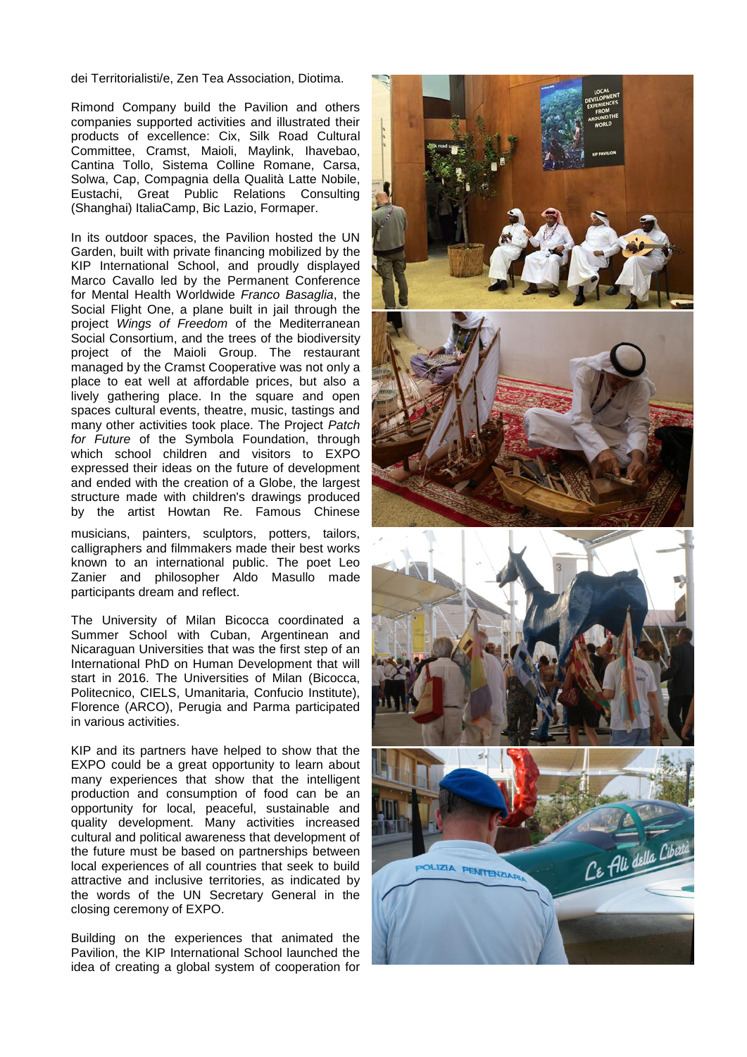dei Territorialisti/e, Zen Tea Association, Diotima.

Rimond Company build the Pavilion and others companies supported activities and illustrated their products of excellence: Cix, Silk Road Cultural Committee, Cramst, Maioli, Maylink, Ihavebao, Cantina Tollo, Sistema Colline Romane, Carsa, Solwa, Cap, Compagnia della Qualità Latte Nobile, Eustachi, Great Public Relations Consulting (Shanghai) ItaliaCamp, Bic Lazio, Formaper.

In its outdoor spaces, the Pavilion hosted the UN Garden, built with private financing mobilized by the KIP International School, and proudly displayed Marco Cavallo led by the Permanent Conference for Mental Health Worldwide *Franco Basaglia*, the Social Flight One, a plane built in jail through the project *Wings of Freedom* of the Mediterranean Social Consortium, and the trees of the biodiversity project of the Maioli Group. The restaurant managed by the Cramst Cooperative was not only a place to eat well at affordable prices, but also a lively gathering place. In the square and open spaces cultural events, theatre, music, tastings and many other activities took place. The Project *Patch for Future* of the Symbola Foundation, through which school children and visitors to EXPO expressed their ideas on the future of development and ended with the creation of a Globe, the largest structure made with children's drawings produced by the artist Howtan Re. Famous Chinese musicians, painters, sculptors, potters, tailors, calligraphers and filmmakers made their best works known to an international public. The poet Leo Zanier and philosopher Aldo Masullo made participants dream and reflect.

The University of Milan Bicocca coordinated a Summer School with Cuban, Argentinean and Nicaraguan Universities that was the first step of an International PhD on Human Development that will start in 2016. The Universities of Milan (Bicocca, Politecnico, CIELS, Umanitaria, Confucio Institute), Florence (ARCO), Perugia and Parma participated in various activities.

KIP and its partners have helped to show that the EXPO could be a great opportunity to learn about many experiences that show that the intelligent production and consumption of food can be an opportunity for local, peaceful, sustainable and quality development. Many activities increased cultural and political awareness that development of the future must be based on partnerships between local experiences of all countries that seek to build attractive and inclusive territories, as indicated by the words of the UN Secretary General in the closing ceremony of EXPO.

Building on the experiences that animated the Pavilion, the KIP International School launched the idea of creating a global system of cooperation for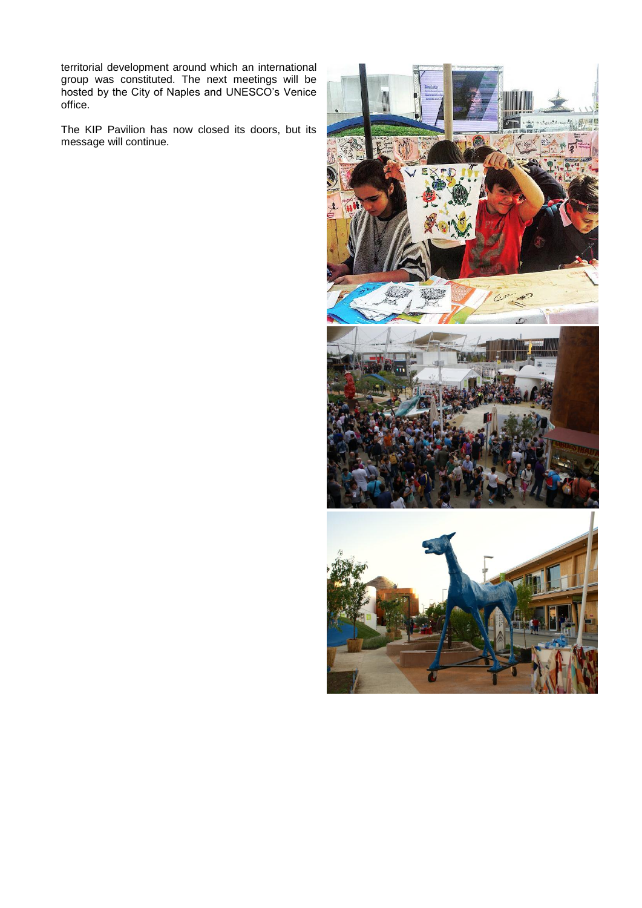territorial development around which an international group was constituted. The next meetings will be hosted by the City of Naples and UNESCO's Venice office.

The KIP Pavilion has now closed its doors, but its message will continue.